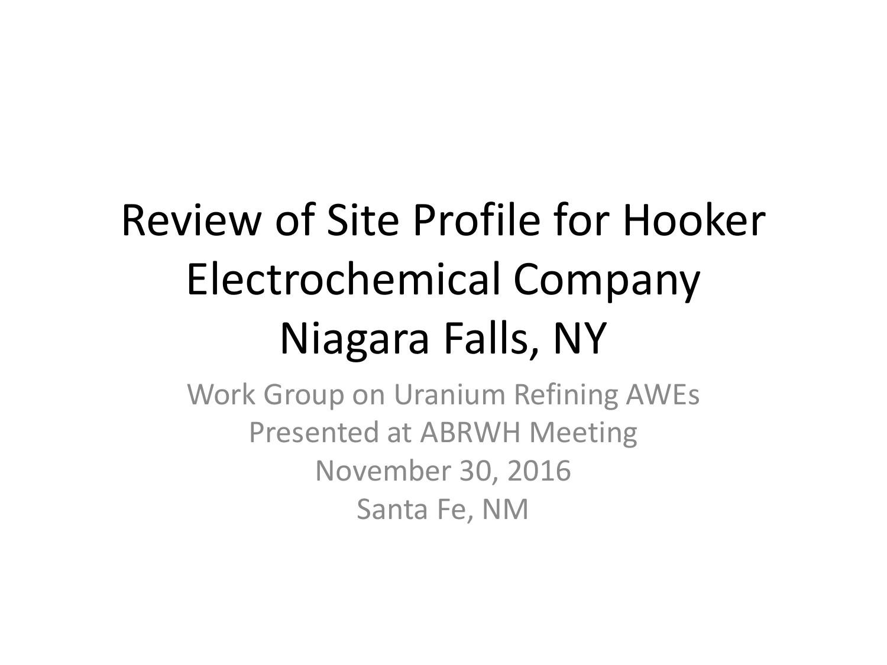# Review of Site Profile for Hooker Electrochemical Company Niagara Falls, NY

Work Group on Uranium Refining AWEs
Presented at ABRWH Meeting
November 30, 2016
Santa Fe, NM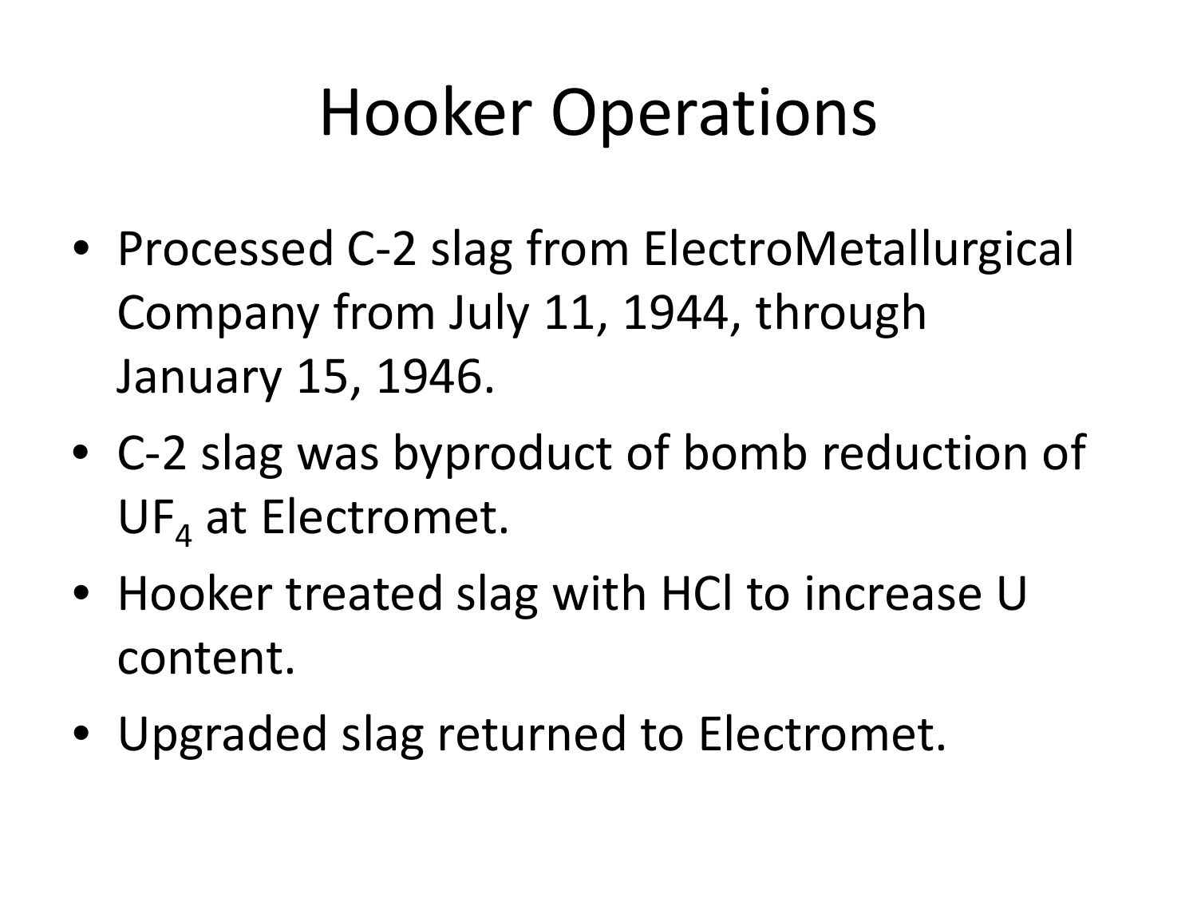# Hooker Operations

- Processed C-2 slag from ElectroMetallurgical Company from July 11, 1944, through January 15, 1946.
- C-2 slag was byproduct of bomb reduction of $UF_4$ at Electromet.
- Hooker treated slag with HCl to increase U content.
- Upgraded slag returned to Electromet.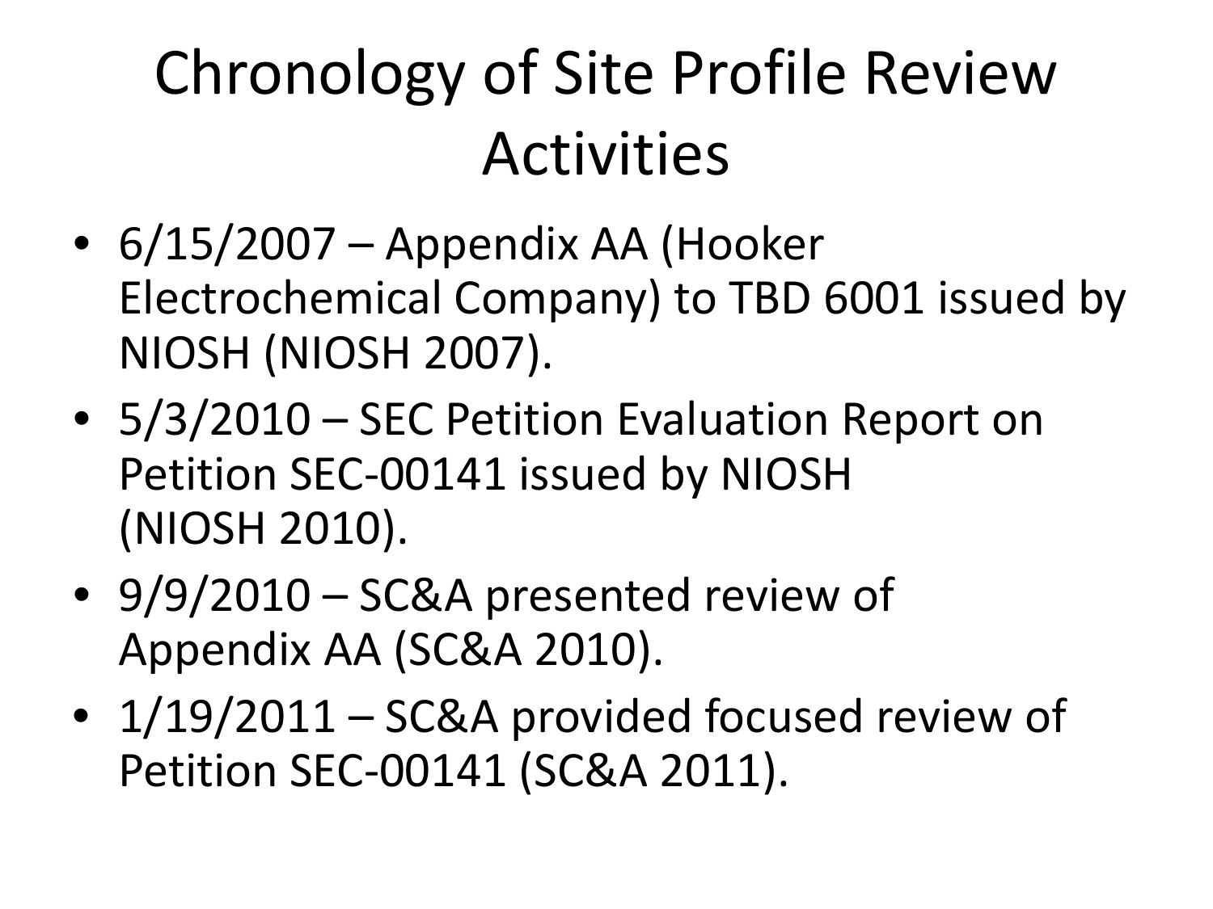# Chronology of Site Profile Review Activities

- 6/15/2007 – Appendix AA (Hooker Electrochemical Company) to TBD 6001 issued by NIOSH (NIOSH 2007).
- 5/3/2010 – SEC Petition Evaluation Report on Petition SEC-00141 issued by NIOSH (NIOSH 2010).
- 9/9/2010 – SC&A presented review of Appendix AA (SC&A 2010).
- 1/19/2011 – SC&A provided focused review of Petition SEC-00141 (SC&A 2011).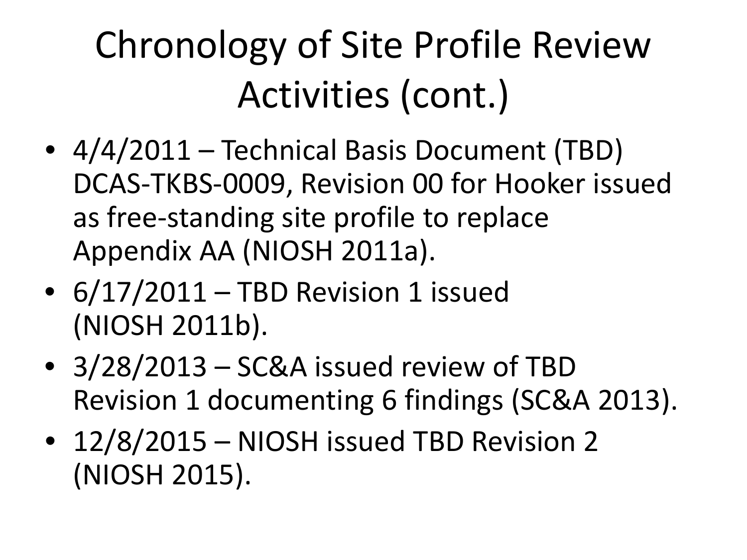# Chronology of Site Profile Review Activities (cont.)

- 4/4/2011 – Technical Basis Document (TBD) DCAS-TKBS-0009, Revision 00 for Hooker issued as free-standing site profile to replace Appendix AA (NIOSH 2011a).
- 6/17/2011 – TBD Revision 1 issued (NIOSH 2011b).
- 3/28/2013 – SC&A issued review of TBD Revision 1 documenting 6 findings (SC&A 2013).
- 12/8/2015 – NIOSH issued TBD Revision 2 (NIOSH 2015).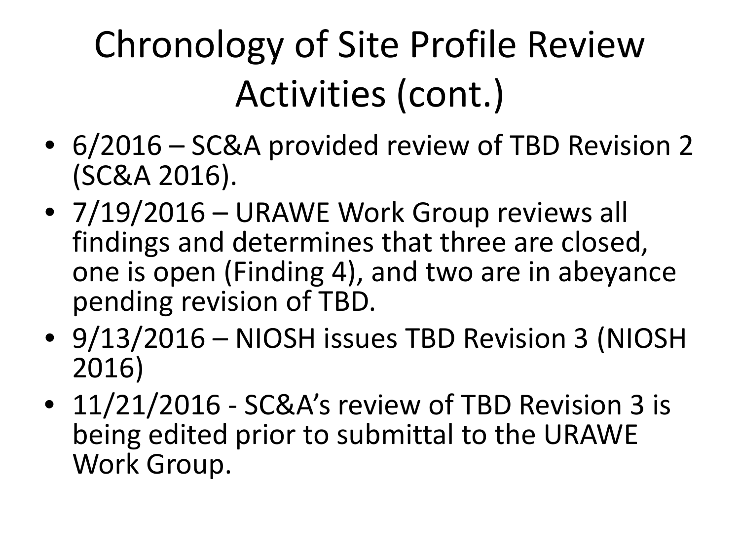# Chronology of Site Profile Review Activities (cont.)

- 6/2016 – SC&A provided review of TBD Revision 2 (SC&A 2016).
- 7/19/2016 – URAWE Work Group reviews all findings and determines that three are closed, one is open (Finding 4), and two are in abeyance pending revision of TBD.
- 9/13/2016 – NIOSH issues TBD Revision 3 (NIOSH 2016)
- 11/21/2016 - SC&A's review of TBD Revision 3 is being edited prior to submittal to the URAWE Work Group.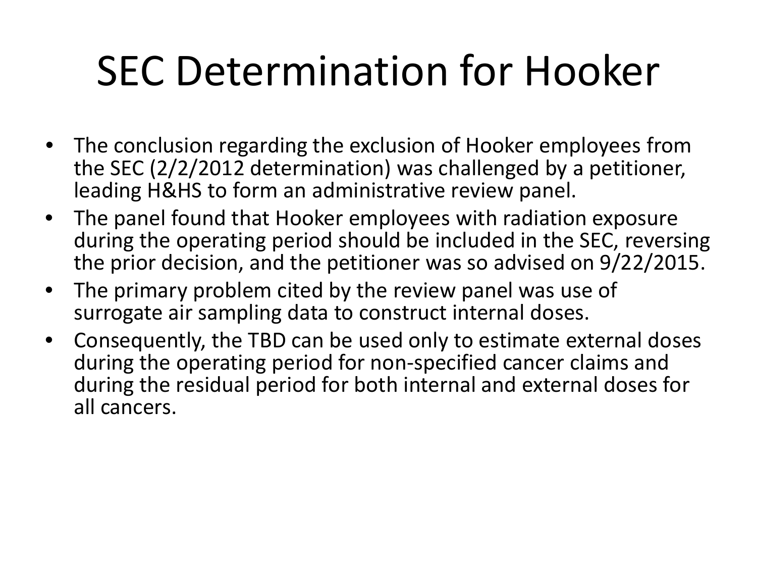# SEC Determination for Hooker

- The conclusion regarding the exclusion of Hooker employees from the SEC (2/2/2012 determination) was challenged by a petitioner, leading H&HS to form an administrative review panel.
- The panel found that Hooker employees with radiation exposure during the operating period should be included in the SEC, reversing the prior decision, and the petitioner was so advised on 9/22/2015.
- The primary problem cited by the review panel was use of surrogate air sampling data to construct internal doses.
- Consequently, the TBD can be used only to estimate external doses during the operating period for non-specified cancer claims and during the residual period for both internal and external doses for all cancers.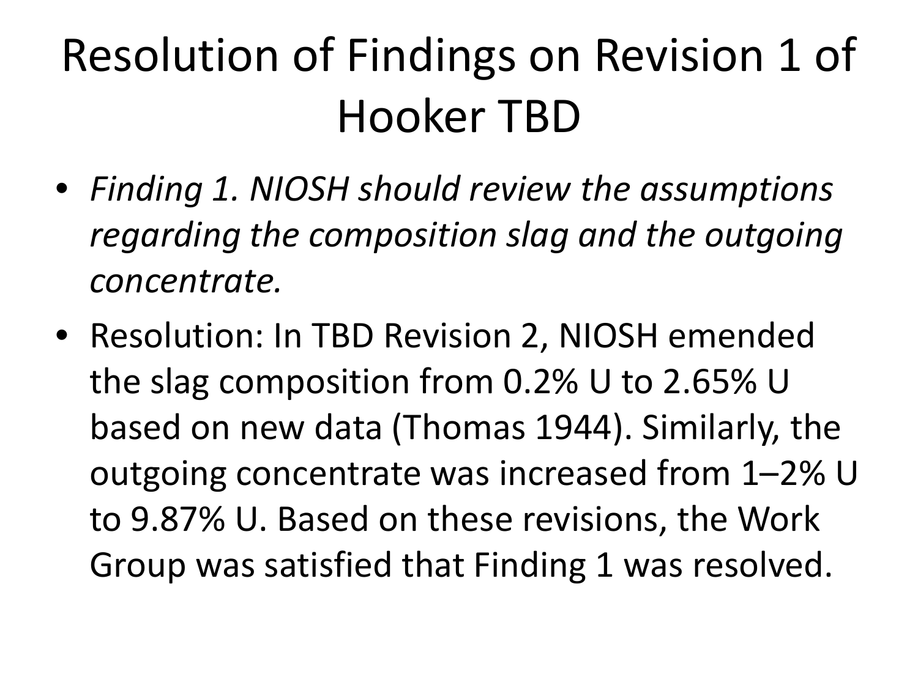# Resolution of Findings on Revision 1 of Hooker TBD

- *Finding 1. NIOSH should review the assumptions regarding the composition slag and the outgoing concentrate.*
- Resolution: In TBD Revision 2, NIOSH emended the slag composition from 0.2% U to 2.65% U based on new data (Thomas 1944). Similarly, the outgoing concentrate was increased from 1–2% U to 9.87% U. Based on these revisions, the Work Group was satisfied that Finding 1 was resolved.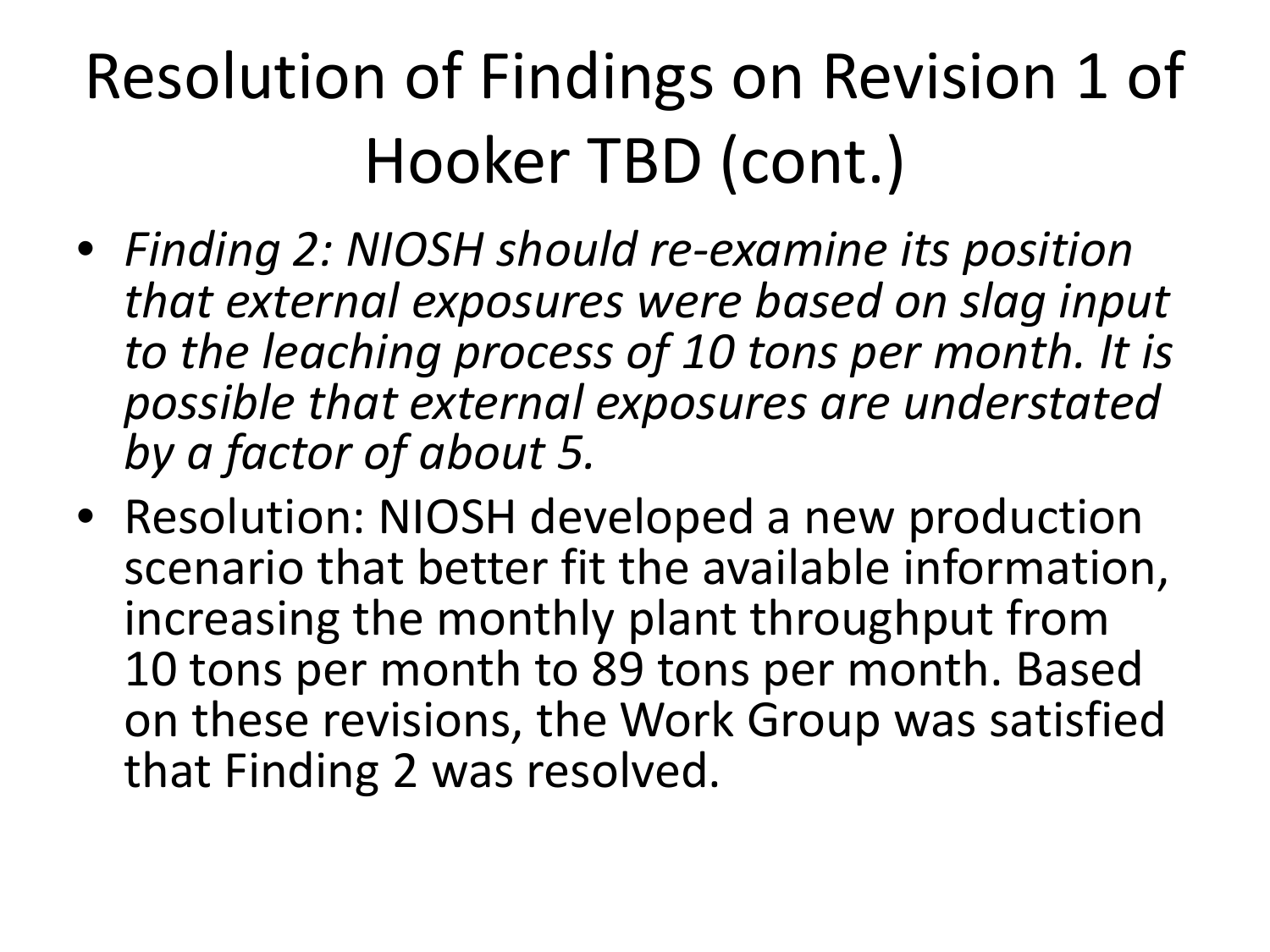# Resolution of Findings on Revision 1 of Hooker TBD (cont.)

- *Finding 2: NIOSH should re-examine its position that external exposures were based on slag input to the leaching process of 10 tons per month. It is possible that external exposures are understated by a factor of about 5.*
- Resolution: NIOSH developed a new production scenario that better fit the available information, increasing the monthly plant throughput from 10 tons per month to 89 tons per month. Based on these revisions, the Work Group was satisfied that Finding 2 was resolved.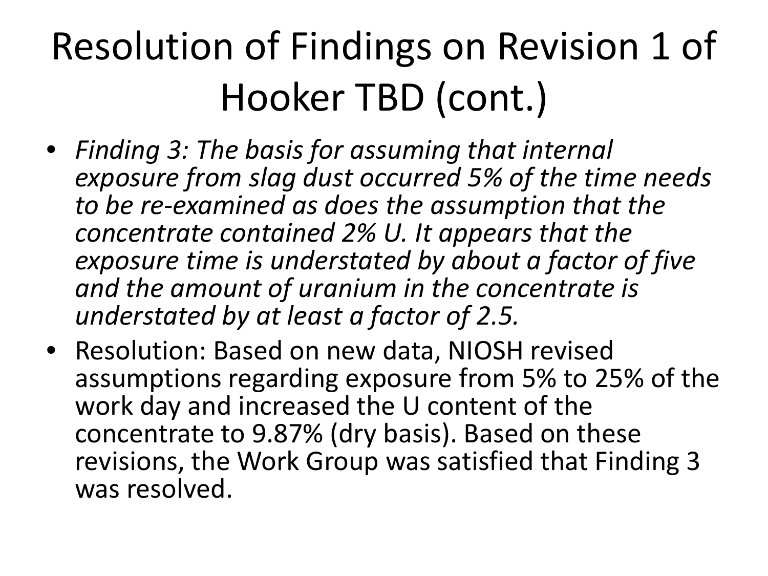# Resolution of Findings on Revision 1 of Hooker TBD (cont.)

- *Finding 3: The basis for assuming that internal exposure from slag dust occurred 5% of the time needs to be re-examined as does the assumption that the concentrate contained 2% U. It appears that the exposure time is understated by about a factor of five and the amount of uranium in the concentrate is understated by at least a factor of 2.5.*
- Resolution: Based on new data, NIOSH revised assumptions regarding exposure from 5% to 25% of the work day and increased the U content of the concentrate to 9.87% (dry basis). Based on these revisions, the Work Group was satisfied that Finding 3 was resolved.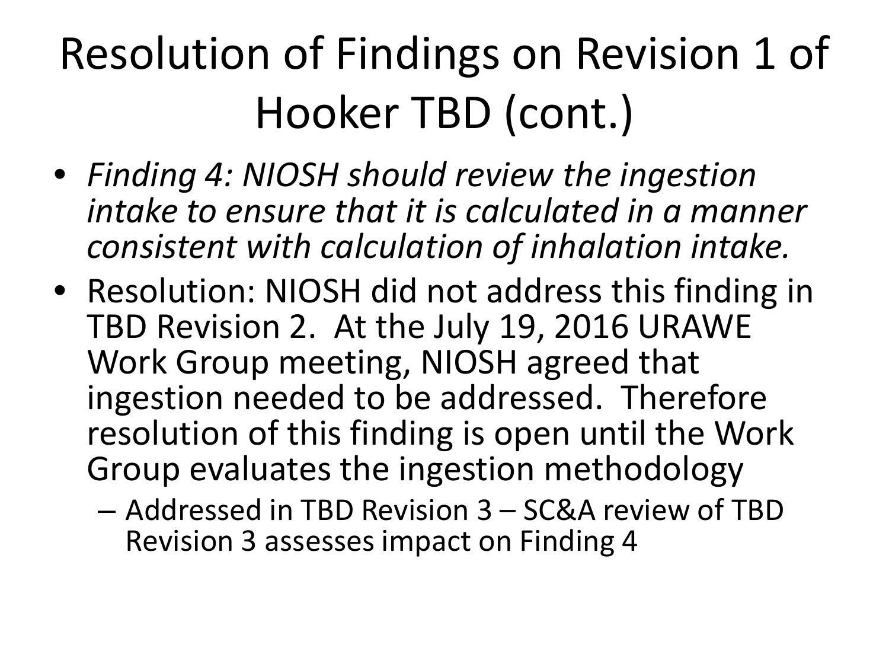# Resolution of Findings on Revision 1 of Hooker TBD (cont.)

- *Finding 4: NIOSH should review the ingestion intake to ensure that it is calculated in a manner consistent with calculation of inhalation intake.*
- Resolution: NIOSH did not address this finding in TBD Revision 2. At the July 19, 2016 URAWE Work Group meeting, NIOSH agreed that ingestion needed to be addressed. Therefore resolution of this finding is open until the Work Group evaluates the ingestion methodology
  - Addressed in TBD Revision 3 – SC&A review of TBD Revision 3 assesses impact on Finding 4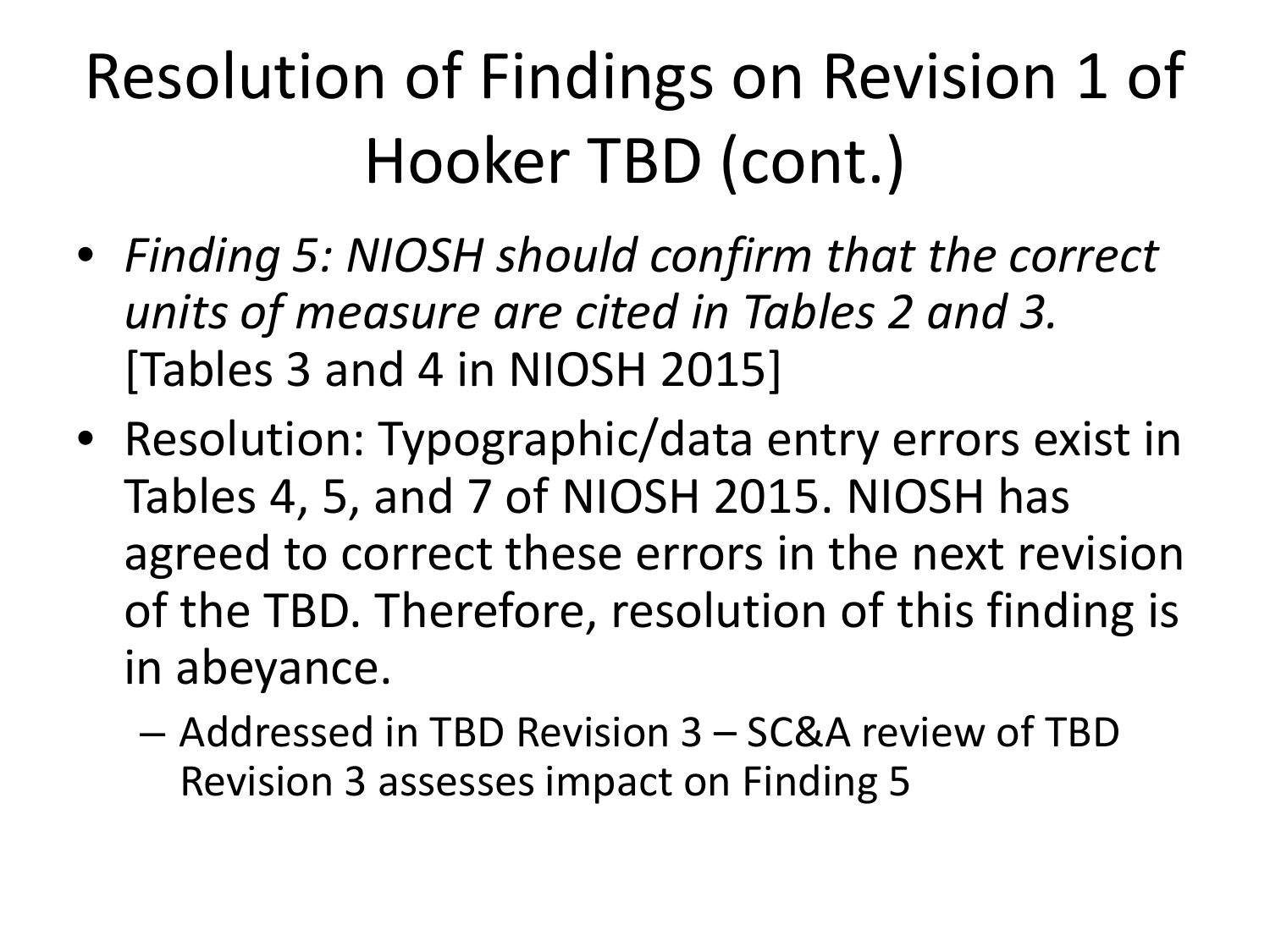# Resolution of Findings on Revision 1 of Hooker TBD (cont.)

- *Finding 5: NIOSH should confirm that the correct units of measure are cited in Tables 2 and 3.* [Tables 3 and 4 in NIOSH 2015]
- Resolution: Typographic/data entry errors exist in Tables 4, 5, and 7 of NIOSH 2015. NIOSH has agreed to correct these errors in the next revision of the TBD. Therefore, resolution of this finding is in abeyance.
  - Addressed in TBD Revision 3 – SC&A review of TBD Revision 3 assesses impact on Finding 5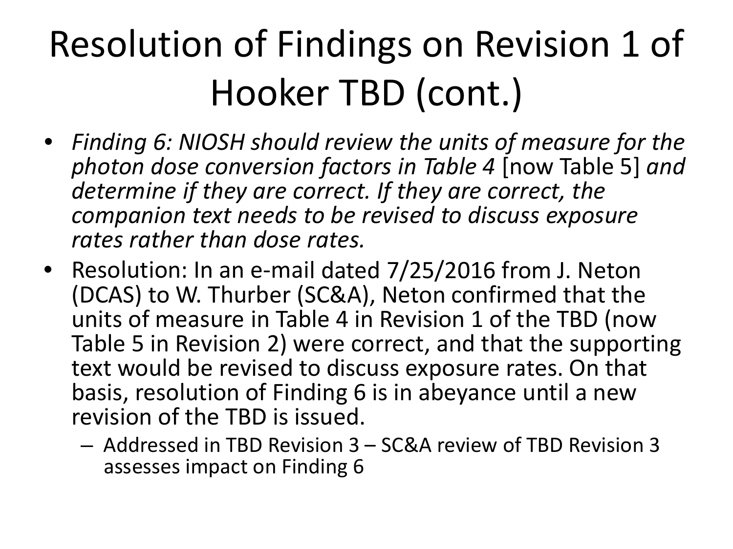# Resolution of Findings on Revision 1 of Hooker TBD (cont.)

- *Finding 6: NIOSH should review the units of measure for the photon dose conversion factors in Table 4* [now Table 5] *and determine if they are correct. If they are correct, the companion text needs to be revised to discuss exposure rates rather than dose rates.*
- Resolution: In an e-mail dated 7/25/2016 from J. Neton (DCAS) to W. Thurber (SC&A), Neton confirmed that the units of measure in Table 4 in Revision 1 of the TBD (now Table 5 in Revision 2) were correct, and that the supporting text would be revised to discuss exposure rates. On that basis, resolution of Finding 6 is in abeyance until a new revision of the TBD is issued.
  - Addressed in TBD Revision 3 – SC&A review of TBD Revision 3 assesses impact on Finding 6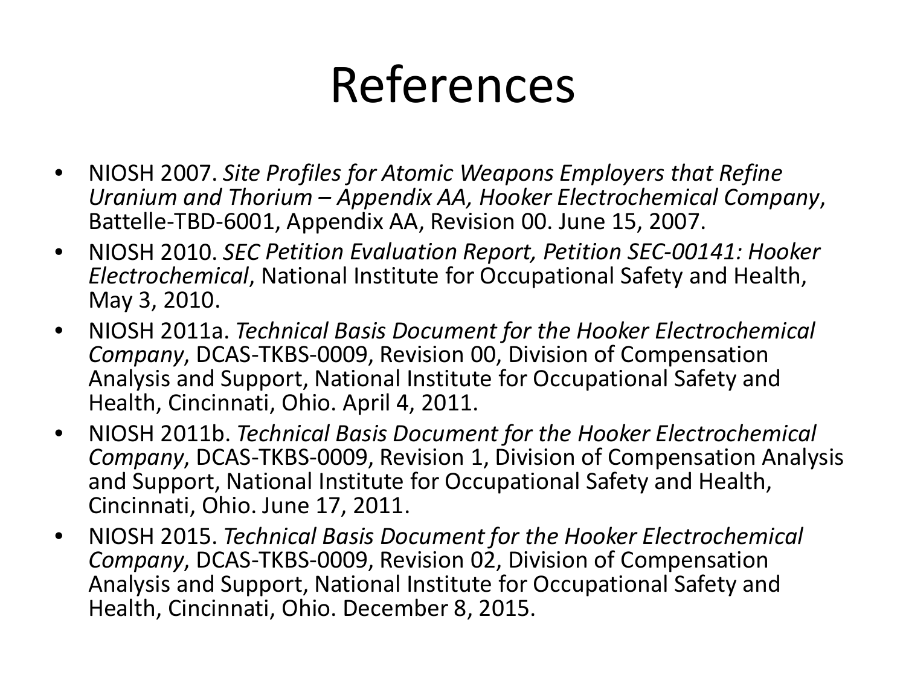# References

- NIOSH 2007. *Site Profiles for Atomic Weapons Employers that Refine Uranium and Thorium – Appendix AA, Hooker Electrochemical Company*, Battelle-TBD-6001, Appendix AA, Revision 00. June 15, 2007.
- NIOSH 2010. *SEC Petition Evaluation Report, Petition SEC-00141: Hooker Electrochemical*, National Institute for Occupational Safety and Health, May 3, 2010.
- NIOSH 2011a. *Technical Basis Document for the Hooker Electrochemical Company*, DCAS-TKBS-0009, Revision 00, Division of Compensation Analysis and Support, National Institute for Occupational Safety and Health, Cincinnati, Ohio. April 4, 2011.
- NIOSH 2011b. *Technical Basis Document for the Hooker Electrochemical Company*, DCAS-TKBS-0009, Revision 1, Division of Compensation Analysis and Support, National Institute for Occupational Safety and Health, Cincinnati, Ohio. June 17, 2011.
- NIOSH 2015. *Technical Basis Document for the Hooker Electrochemical Company*, DCAS-TKBS-0009, Revision 02, Division of Compensation Analysis and Support, National Institute for Occupational Safety and Health, Cincinnati, Ohio. December 8, 2015.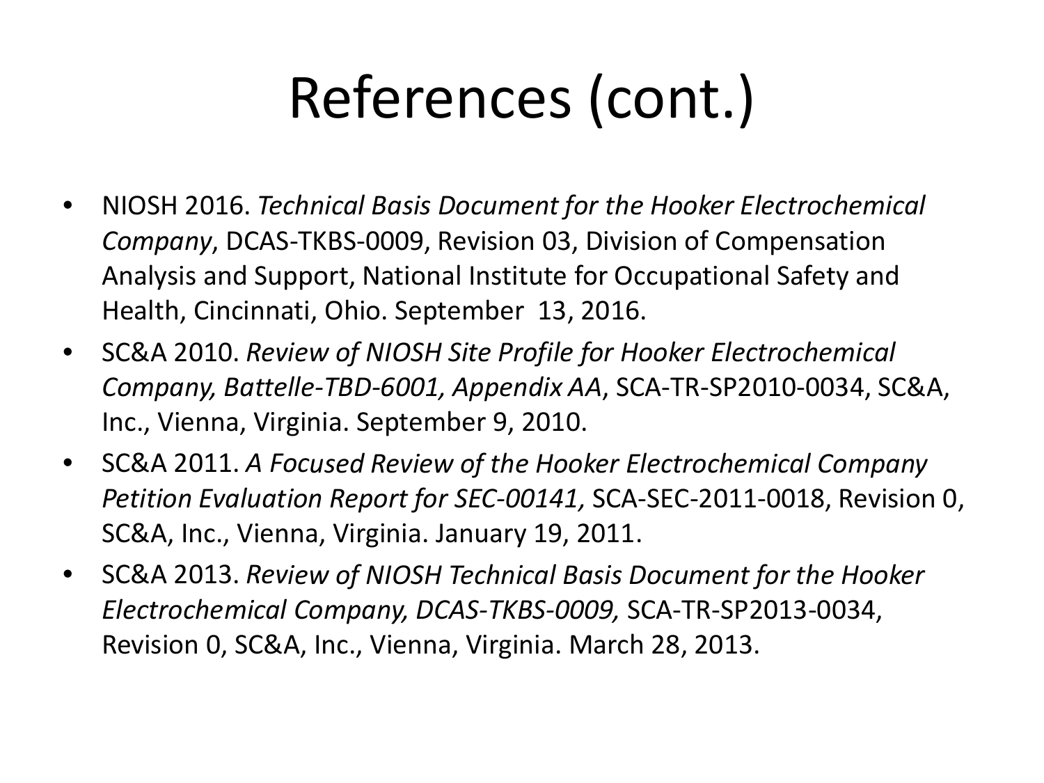# References (cont.)

- NIOSH 2016. *Technical Basis Document for the Hooker Electrochemical Company*, DCAS-TKBS-0009, Revision 03, Division of Compensation Analysis and Support, National Institute for Occupational Safety and Health, Cincinnati, Ohio. September 13, 2016.
- SC&A 2010. *Review of NIOSH Site Profile for Hooker Electrochemical Company, Battelle-TBD-6001, Appendix AA*, SCA-TR-SP2010-0034, SC&A, Inc., Vienna, Virginia. September 9, 2010.
- SC&A 2011. *A Focused Review of the Hooker Electrochemical Company Petition Evaluation Report for SEC-00141,* SCA-SEC-2011-0018, Revision 0, SC&A, Inc., Vienna, Virginia. January 19, 2011.
- SC&A 2013. *Review of NIOSH Technical Basis Document for the Hooker Electrochemical Company, DCAS-TKBS-0009,* SCA-TR-SP2013-0034, Revision 0, SC&A, Inc., Vienna, Virginia. March 28, 2013.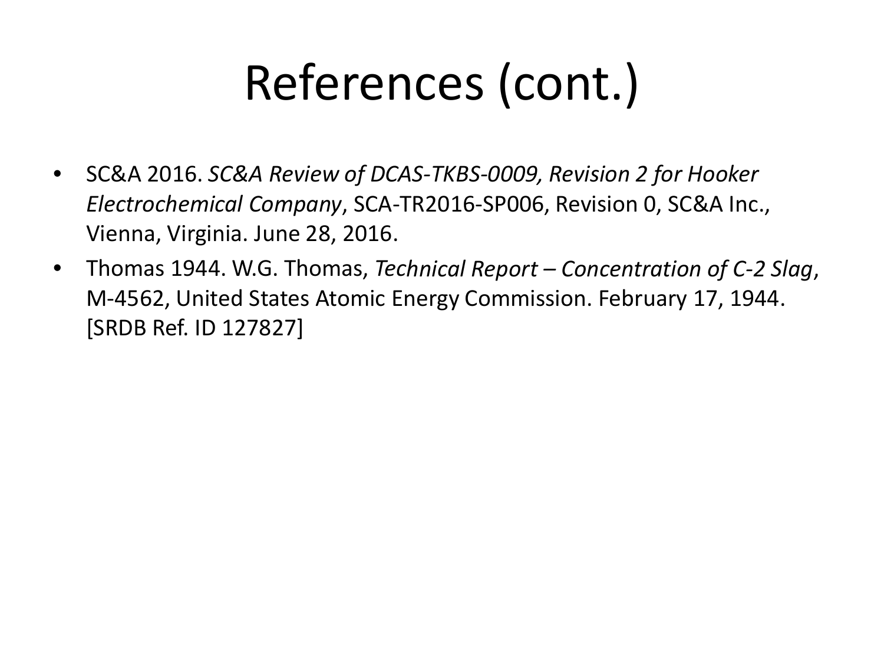# References (cont.)

- SC&A 2016. *SC&A Review of DCAS-TKBS-0009, Revision 2 for Hooker Electrochemical Company*, SCA-TR2016-SP006, Revision 0, SC&A Inc., Vienna, Virginia. June 28, 2016.
- Thomas 1944. W.G. Thomas, *Technical Report – Concentration of C-2 Slag*, M-4562, United States Atomic Energy Commission. February 17, 1944. [SRDB Ref. ID 127827]